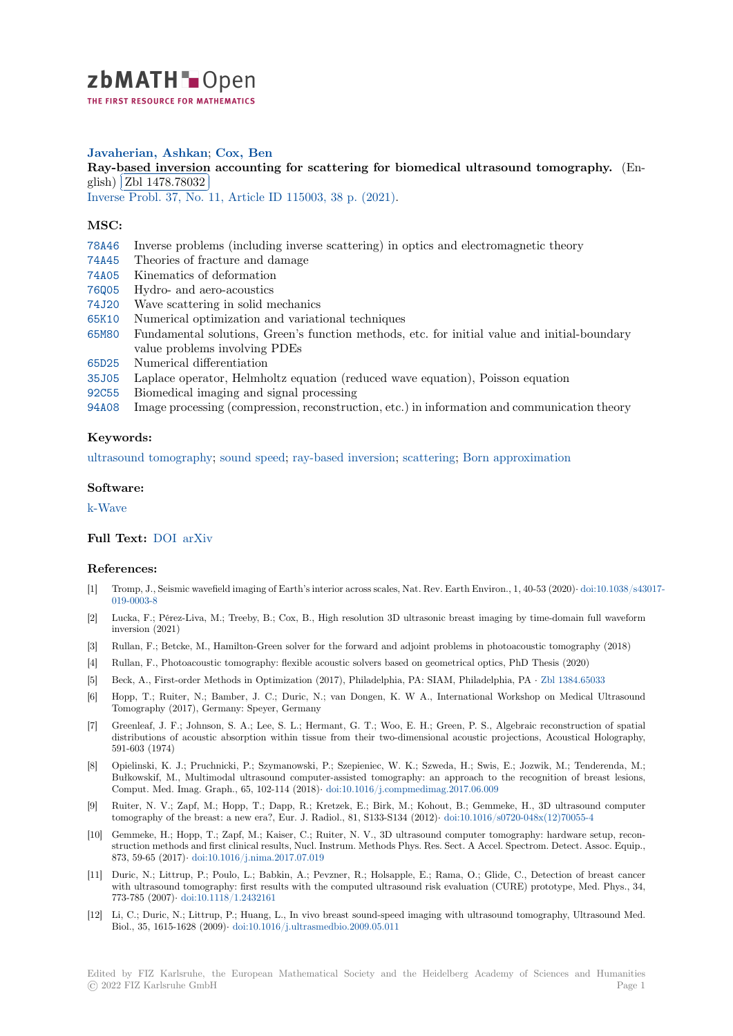# zbMATH Open

THE FIRST RESOURCE FOR MATHEMATICS

**Javaherian, Ashkan**; **Cox, Ben**

**Ray-based inversion accounting for scattering for biomedical ultrasound tomography.** (English) Zbl 1478.78032

Inverse Probl. 37, No. 11, Article ID 115003, 38 p. (2021).

## MSC:

- 78A46 Inverse problems (including inverse scattering) in optics and electromagnetic theory
- 74A45 Theories of fracture and damage
- 74A05 Kinematics of deformation
- 76Q05 Hydro- and aero-acoustics
- 74J20 Wave scattering in solid mechanics
- 65K10 Numerical optimization and variational techniques
- 65M80 Fundamental solutions, Green's function methods, etc. for initial value and initial-boundary value problems involving PDEs
- 65D25 Numerical differentiation
- 35J05 Laplace operator, Helmholtz equation (reduced wave equation), Poisson equation
- 92C55 Biomedical imaging and signal processing
- 94A08 Image processing (compression, reconstruction, etc.) in information and communication theory

## Keywords:

ultrasound tomography; sound speed; ray-based inversion; scattering; Born approximation

## Software:

k-Wave

## Full Text:

DOI arXiv

## References:

[1] Tromp, J., Seismic wavefield imaging of Earth's interior across scales, Nat. Rev. Earth Environ., 1, 40-53 (2020) · doi:10.1038/s43017-019-0003-8

[2] Lucka, F.; Pérez-Liva, M.; Treeby, B.; Cox, B., High resolution 3D ultrasonic breast imaging by time-domain full waveform inversion (2021)

[3] Rullan, F.; Betcke, M., Hamilton-Green solver for the forward and adjoint problems in photoacoustic tomography (2018)

[4] Rullan, F., Photoacoustic tomography: flexible acoustic solvers based on geometrical optics, PhD Thesis (2020)

[5] Beck, A., First-order Methods in Optimization (2017), Philadelphia, PA: SIAM, Philadelphia, PA · Zbl 1384.65033

[6] Hopp, T.; Ruiter, N.; Bamber, J. C.; Duric, N.; van Dongen, K. W A., International Workshop on Medical Ultrasound Tomography (2017), Germany: Speyer, Germany

[7] Greenleaf, J. F.; Johnson, S. A.; Lee, S. L.; Hermant, G. T.; Woo, E. H.; Green, P. S., Algebraic reconstruction of spatial distributions of acoustic absorption within tissue from their two-dimensional acoustic projections, Acoustical Holography, 591-603 (1974)

[8] Opielinski, K. J.; Pruchnicki, P.; Szymanowski, P.; Szepieniec, W. K.; Szweda, H.; Swis, E.; Jozwik, M.; Tenderenda, M.; Bułkowskif, M., Multimodal ultrasound computer-assisted tomography: an approach to the recognition of breast lesions, Comput. Med. Imag. Graph., 65, 102-114 (2018) · doi:10.1016/j.compmedimag.2017.06.009

[9] Ruiter, N. V.; Zapf, M.; Hopp, T.; Dapp, R.; Kretzek, E.; Birk, M.; Kohout, B.; Gemmeke, H., 3D ultrasound computer tomography of the breast: a new era?, Eur. J. Radiol., 81, S133-S134 (2012) · doi:10.1016/s0720-048x(12)70055-4

[10] Gemmeke, H.; Hopp, T.; Zapf, M.; Kaiser, C.; Ruiter, N. V., 3D ultrasound computer tomography: hardware setup, reconstruction methods and first clinical results, Nucl. Instrum. Methods Phys. Res. Sect. A Accel. Spectrom. Detect. Assoc. Equip., 873, 59-65 (2017) · doi:10.1016/j.nima.2017.07.019

[11] Duric, N.; Littrup, P.; Poulo, L.; Babkin, A.; Pevzner, R.; Holsapple, E.; Rama, O.; Glide, C., Detection of breast cancer with ultrasound tomography: first results with the computed ultrasound risk evaluation (CURE) prototype, Med. Phys., 34, 773-785 (2007) · doi:10.1118/1.2432161

[12] Li, C.; Duric, N.; Littrup, P.; Huang, L., In vivo breast sound-speed imaging with ultrasound tomography, Ultrasound Med. Biol., 35, 1615-1628 (2009) · doi:10.1016/j.ultrasmedbio.2009.05.011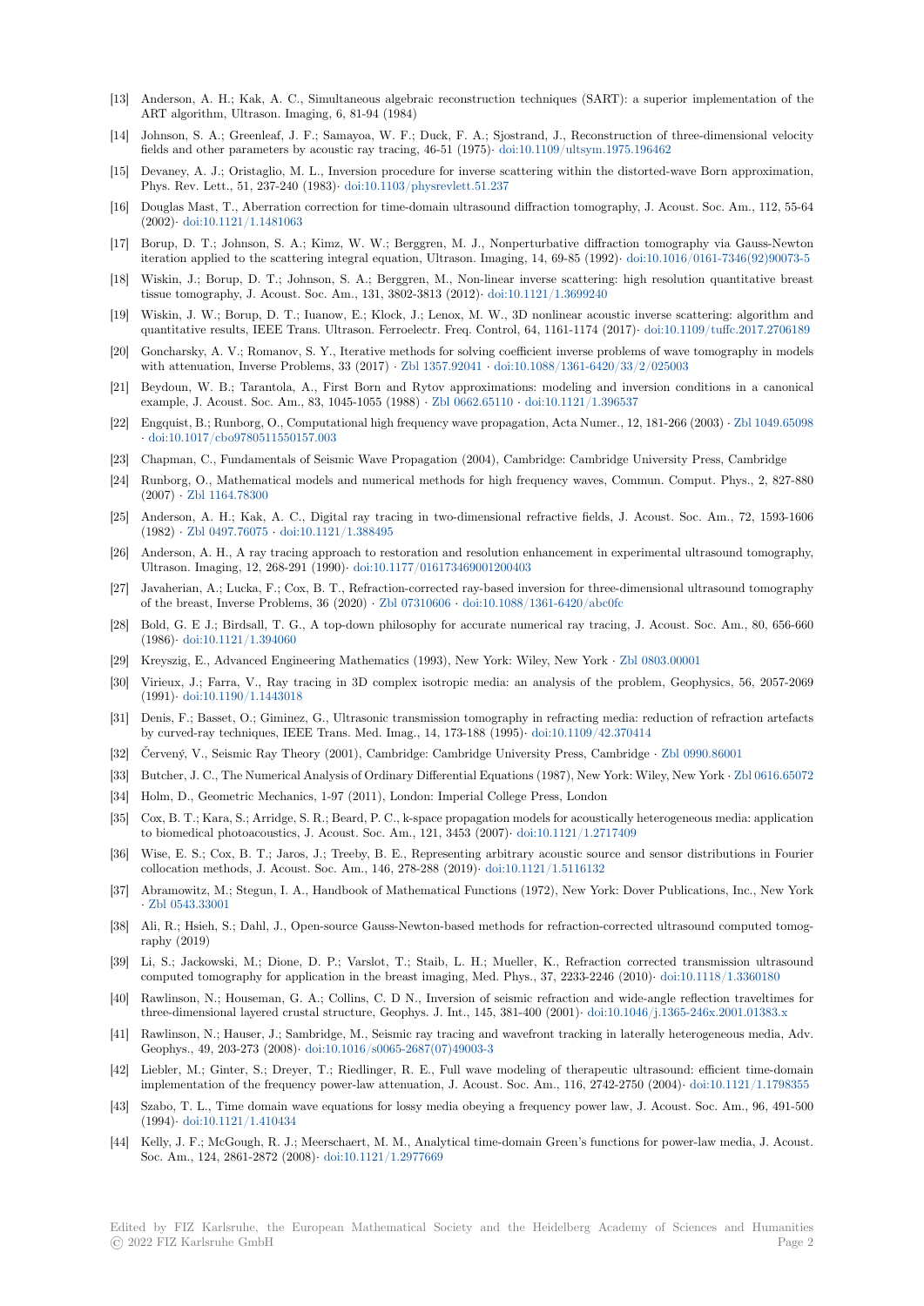[13] Anderson, A. H.; Kak, A. C., Simultaneous algebraic reconstruction techniques (SART): a superior implementation of the ART algorithm, Ultrason. Imaging, 6, 81-94 (1984)

[14] Johnson, S. A.; Greenleaf, J. F.; Samayoa, W. F.; Duck, F. A.; Sjostrand, J., Reconstruction of three-dimensional velocity fields and other parameters by acoustic ray tracing, 46-51 (1975)· doi:10.1109/ultsym.1975.196462

[15] Devaney, A. J.; Oristaglio, M. L., Inversion procedure for inverse scattering within the distorted-wave Born approximation, Phys. Rev. Lett., 51, 237-240 (1983)· doi:10.1103/physrevlett.51.237

[16] Douglas Mast, T., Aberration correction for time-domain ultrasound diffraction tomography, J. Acoust. Soc. Am., 112, 55-64 (2002)· doi:10.1121/1.1481063

[17] Borup, D. T.; Johnson, S. A.; Kimz, W. W.; Berggren, M. J., Nonperturbative diffraction tomography via Gauss-Newton iteration applied to the scattering integral equation, Ultrason. Imaging, 14, 69-85 (1992)· doi:10.1016/0161-7346(92)90073-5

[18] Wiskin, J.; Borup, D. T.; Johnson, S. A.; Berggren, M., Non-linear inverse scattering: high resolution quantitative breast tissue tomography, J. Acoust. Soc. Am., 131, 3802-3813 (2012)· doi:10.1121/1.3699240

[19] Wiskin, J. W.; Borup, D. T.; Iuanow, E.; Klock, J.; Lenox, M. W., 3D nonlinear acoustic inverse scattering: algorithm and quantitative results, IEEE Trans. Ultrason. Ferroelectr. Freq. Control, 64, 1161-1174 (2017)· doi:10.1109/tuffc.2017.2706189

[20] Goncharsky, A. V.; Romanov, S. Y., Iterative methods for solving coefficient inverse problems of wave tomography in models with attenuation, Inverse Problems, 33 (2017) · Zbl 1357.92041 · doi:10.1088/1361-6420/33/2/025003

[21] Beydoun, W. B.; Tarantola, A., First Born and Rytov approximations: modeling and inversion conditions in a canonical example, J. Acoust. Soc. Am., 83, 1045-1055 (1988) · Zbl 0662.65110 · doi:10.1121/1.396537

[22] Engquist, B.; Runborg, O., Computational high frequency wave propagation, Acta Numer., 12, 181-266 (2003) · Zbl 1049.65098 · doi:10.1017/cbo9780511550157.003

[23] Chapman, C., Fundamentals of Seismic Wave Propagation (2004), Cambridge: Cambridge University Press, Cambridge

[24] Runborg, O., Mathematical models and numerical methods for high frequency waves, Commun. Comput. Phys., 2, 827-880 (2007) · Zbl 1164.78300

[25] Anderson, A. H.; Kak, A. C., Digital ray tracing in two-dimensional refractive fields, J. Acoust. Soc. Am., 72, 1593-1606 (1982) · Zbl 0497.76075 · doi:10.1121/1.388495

[26] Anderson, A. H., A ray tracing approach to restoration and resolution enhancement in experimental ultrasound tomography, Ultrason. Imaging, 12, 268-291 (1990)· doi:10.1177/016173469001200403

[27] Javaherian, A.; Lucka, F.; Cox, B. T., Refraction-corrected ray-based inversion for three-dimensional ultrasound tomography of the breast, Inverse Problems, 36 (2020) · Zbl 07310606 · doi:10.1088/1361-6420/abc0fc

[28] Bold, G. E J.; Birdsall, T. G., A top-down philosophy for accurate numerical ray tracing, J. Acoust. Soc. Am., 80, 656-660 (1986)· doi:10.1121/1.394060

[29] Kreyszig, E., Advanced Engineering Mathematics (1993), New York: Wiley, New York · Zbl 0803.00001

[30] Virieux, J.; Farra, V., Ray tracing in 3D complex isotropic media: an analysis of the problem, Geophysics, 56, 2057-2069 (1991)· doi:10.1190/1.1443018

[31] Denis, F.; Basset, O.; Giminez, G., Ultrasonic transmission tomography in refracting media: reduction of refraction artefacts by curved-ray techniques, IEEE Trans. Med. Imag., 14, 173-188 (1995)· doi:10.1109/42.370414

[32] Červený, V., Seismic Ray Theory (2001), Cambridge: Cambridge University Press, Cambridge · Zbl 0990.86001

[33] Butcher, J. C., The Numerical Analysis of Ordinary Differential Equations (1987), New York: Wiley, New York · Zbl 0616.65072

[34] Holm, D., Geometric Mechanics, 1-97 (2011), London: Imperial College Press, London

[35] Cox, B. T.; Kara, S.; Arridge, S. R.; Beard, P. C., k-space propagation models for acoustically heterogeneous media: application to biomedical photoacoustics, J. Acoust. Soc. Am., 121, 3453 (2007)· doi:10.1121/1.2717409

[36] Wise, E. S.; Cox, B. T.; Jaros, J.; Treeby, B. E., Representing arbitrary acoustic source and sensor distributions in Fourier collocation methods, J. Acoust. Soc. Am., 146, 278-288 (2019)· doi:10.1121/1.5116132

[37] Abramowitz, M.; Stegun, I. A., Handbook of Mathematical Functions (1972), New York: Dover Publications, Inc., New York · Zbl 0543.33001

[38] Ali, R.; Hsieh, S.; Dahl, J., Open-source Gauss-Newton-based methods for refraction-corrected ultrasound computed tomography (2019)

[39] Li, S.; Jackowski, M.; Dione, D. P.; Varslot, T.; Staib, L. H.; Mueller, K., Refraction corrected transmission ultrasound computed tomography for application in the breast imaging, Med. Phys., 37, 2233-2246 (2010)· doi:10.1118/1.3360180

[40] Rawlinson, N.; Houseman, G. A.; Collins, C. D N., Inversion of seismic refraction and wide-angle reflection traveltimes for three-dimensional layered crustal structure, Geophys. J. Int., 145, 381-400 (2001)· doi:10.1046/j.1365-246x.2001.01383.x

[41] Rawlinson, N.; Hauser, J.; Sambridge, M., Seismic ray tracing and wavefront tracking in laterally heterogeneous media, Adv. Geophys., 49, 203-273 (2008)· doi:10.1016/s0065-2687(07)49003-3

[42] Liebler, M.; Ginter, S.; Dreyer, T.; Riedlinger, R. E., Full wave modeling of therapeutic ultrasound: efficient time-domain implementation of the frequency power-law attenuation, J. Acoust. Soc. Am., 116, 2742-2750 (2004)· doi:10.1121/1.1798355

[43] Szabo, T. L., Time domain wave equations for lossy media obeying a frequency power law, J. Acoust. Soc. Am., 96, 491-500 (1994)· doi:10.1121/1.410434

[44] Kelly, J. F.; McGough, R. J.; Meerschaert, M. M., Analytical time-domain Green's functions for power-law media, J. Acoust. Soc. Am., 124, 2861-2872 (2008)· doi:10.1121/1.2977669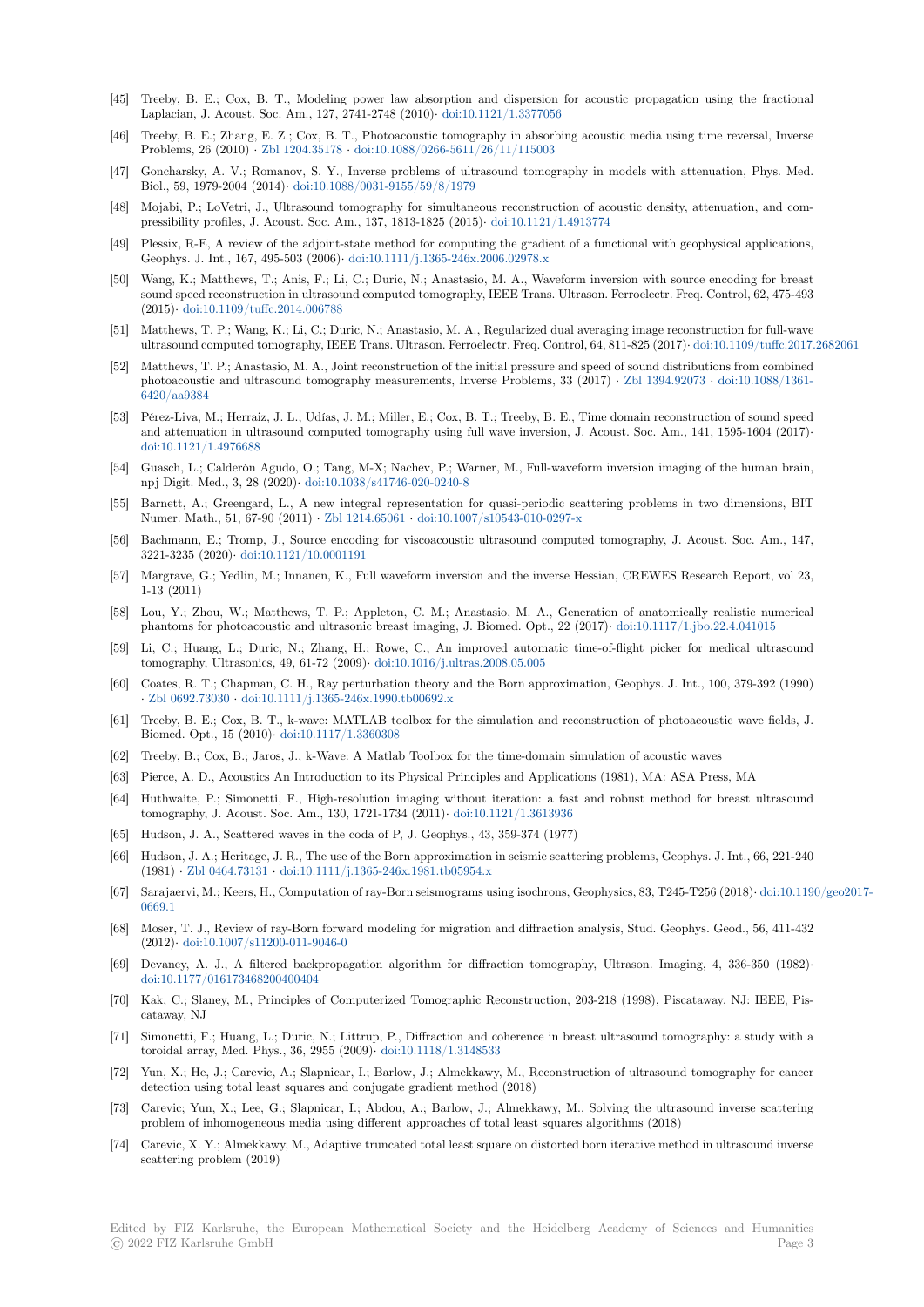[45] Treeby, B. E.; Cox, B. T., Modeling power law absorption and dispersion for acoustic propagation using the fractional Laplacian, J. Acoust. Soc. Am., 127, 2741-2748 (2010)· doi:10.1121/1.3377056

[46] Treeby, B. E.; Zhang, E. Z.; Cox, B. T., Photoacoustic tomography in absorbing acoustic media using time reversal, Inverse Problems, 26 (2010) · Zbl 1204.35178 · doi:10.1088/0266-5611/26/11/115003

[47] Goncharsky, A. V.; Romanov, S. Y., Inverse problems of ultrasound tomography in models with attenuation, Phys. Med. Biol., 59, 1979-2004 (2014)· doi:10.1088/0031-9155/59/8/1979

[48] Mojabi, P.; LoVetri, J., Ultrasound tomography for simultaneous reconstruction of acoustic density, attenuation, and compressibility profiles, J. Acoust. Soc. Am., 137, 1813-1825 (2015)· doi:10.1121/1.4913774

[49] Plessix, R-E, A review of the adjoint-state method for computing the gradient of a functional with geophysical applications, Geophys. J. Int., 167, 495-503 (2006)· doi:10.1111/j.1365-246x.2006.02978.x

[50] Wang, K.; Matthews, T.; Anis, F.; Li, C.; Duric, N.; Anastasio, M. A., Waveform inversion with source encoding for breast sound speed reconstruction in ultrasound computed tomography, IEEE Trans. Ultrason. Ferroelectr. Freq. Control, 62, 475-493 (2015)· doi:10.1109/tuffc.2014.006788

[51] Matthews, T. P.; Wang, K.; Li, C.; Duric, N.; Anastasio, M. A., Regularized dual averaging image reconstruction for full-wave ultrasound computed tomography, IEEE Trans. Ultrason. Ferroelectr. Freq. Control, 64, 811-825 (2017)· doi:10.1109/tuffc.2017.2682061

[52] Matthews, T. P.; Anastasio, M. A., Joint reconstruction of the initial pressure and speed of sound distributions from combined photoacoustic and ultrasound tomography measurements, Inverse Problems, 33 (2017) · Zbl 1394.92073 · doi:10.1088/1361-6420/aa9384

[53] Pérez-Liva, M.; Herraiz, J. L.; Udías, J. M.; Miller, E.; Cox, B. T.; Treeby, B. E., Time domain reconstruction of sound speed and attenuation in ultrasound computed tomography using full wave inversion, J. Acoust. Soc. Am., 141, 1595-1604 (2017)· doi:10.1121/1.4976688

[54] Guasch, L.; Calderón Agudo, O.; Tang, M-X; Nachev, P.; Warner, M., Full-waveform inversion imaging of the human brain, npj Digit. Med., 3, 28 (2020)· doi:10.1038/s41746-020-0240-8

[55] Barnett, A.; Greengard, L., A new integral representation for quasi-periodic scattering problems in two dimensions, BIT Numer. Math., 51, 67-90 (2011) · Zbl 1214.65061 · doi:10.1007/s10543-010-0297-x

[56] Bachmann, E.; Tromp, J., Source encoding for viscoacoustic ultrasound computed tomography, J. Acoust. Soc. Am., 147, 3221-3235 (2020)· doi:10.1121/10.0001191

[57] Margrave, G.; Yedlin, M.; Innanen, K., Full waveform inversion and the inverse Hessian, CREWES Research Report, vol 23, 1-13 (2011)

[58] Lou, Y.; Zhou, W.; Matthews, T. P.; Appleton, C. M.; Anastasio, M. A., Generation of anatomically realistic numerical phantoms for photoacoustic and ultrasonic breast imaging, J. Biomed. Opt., 22 (2017)· doi:10.1117/1.jbo.22.4.041015

[59] Li, C.; Huang, L.; Duric, N.; Zhang, H.; Rowe, C., An improved automatic time-of-flight picker for medical ultrasound tomography, Ultrasonics, 49, 61-72 (2009)· doi:10.1016/j.ultras.2008.05.005

[60] Coates, R. T.; Chapman, C. H., Ray perturbation theory and the Born approximation, Geophys. J. Int., 100, 379-392 (1990) · Zbl 0692.73030 · doi:10.1111/j.1365-246x.1990.tb00692.x

[61] Treeby, B. E.; Cox, B. T., k-wave: MATLAB toolbox for the simulation and reconstruction of photoacoustic wave fields, J. Biomed. Opt., 15 (2010)· doi:10.1117/1.3360308

[62] Treeby, B.; Cox, B.; Jaros, J., k-Wave: A Matlab Toolbox for the time-domain simulation of acoustic waves

[63] Pierce, A. D., Acoustics An Introduction to its Physical Principles and Applications (1981), MA: ASA Press, MA

[64] Huthwaite, P.; Simonetti, F., High-resolution imaging without iteration: a fast and robust method for breast ultrasound tomography, J. Acoust. Soc. Am., 130, 1721-1734 (2011)· doi:10.1121/1.3613936

[65] Hudson, J. A., Scattered waves in the coda of P, J. Geophys., 43, 359-374 (1977)

[66] Hudson, J. A.; Heritage, J. R., The use of the Born approximation in seismic scattering problems, Geophys. J. Int., 66, 221-240 (1981) · Zbl 0464.73131 · doi:10.1111/j.1365-246x.1981.tb05954.x

[67] Sarajaervi, M.; Keers, H., Computation of ray-Born seismograms using isochrons, Geophysics, 83, T245-T256 (2018)· doi:10.1190/geo2017-0669.1

[68] Moser, T. J., Review of ray-Born forward modeling for migration and diffraction analysis, Stud. Geophys. Geod., 56, 411-432 (2012)· doi:10.1007/s11200-011-9046-0

[69] Devaney, A. J., A filtered backpropagation algorithm for diffraction tomography, Ultrason. Imaging, 4, 336-350 (1982)· doi:10.1177/016173468200400404

[70] Kak, C.; Slaney, M., Principles of Computerized Tomographic Reconstruction, 203-218 (1998), Piscataway, NJ: IEEE, Piscataway, NJ

[71] Simonetti, F.; Huang, L.; Duric, N.; Littrup, P., Diffraction and coherence in breast ultrasound tomography: a study with a toroidal array, Med. Phys., 36, 2955 (2009)· doi:10.1118/1.3148533

[72] Yun, X.; He, J.; Carevic, A.; Slapnicar, I.; Barlow, J.; Almekkawy, M., Reconstruction of ultrasound tomography for cancer detection using total least squares and conjugate gradient method (2018)

[73] Carevic; Yun, X.; Lee, G.; Slapnicar, I.; Abdou, A.; Barlow, J.; Almekkawy, M., Solving the ultrasound inverse scattering problem of inhomogeneous media using different approaches of total least squares algorithms (2018)

[74] Carevic, X. Y.; Almekkawy, M., Adaptive truncated total least square on distorted born iterative method in ultrasound inverse scattering problem (2019)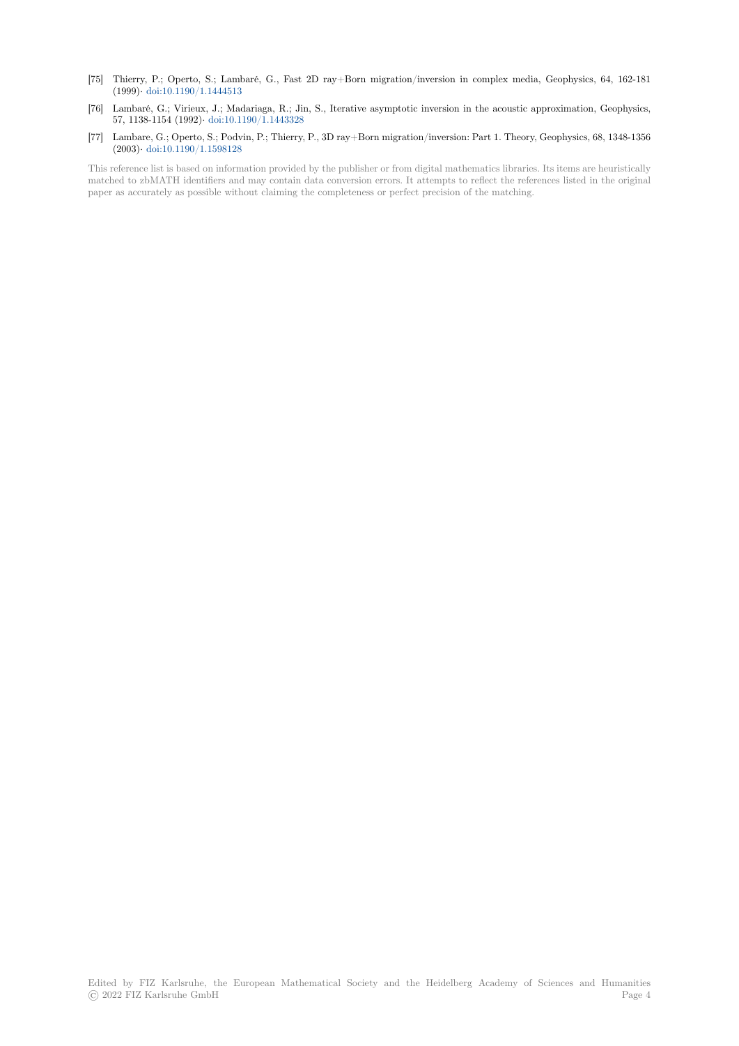[75] Thierry, P.; Operto, S.; Lambaré, G., Fast 2D ray+Born migration/inversion in complex media, Geophysics, 64, 162-181 (1999)· doi:10.1190/1.1444513

[76] Lambaré, G.; Virieux, J.; Madariaga, R.; Jin, S., Iterative asymptotic inversion in the acoustic approximation, Geophysics, 57, 1138-1154 (1992)· doi:10.1190/1.1443328

[77] Lambare, G.; Operto, S.; Podvin, P.; Thierry, P., 3D ray+Born migration/inversion: Part 1. Theory, Geophysics, 68, 1348-1356 (2003)· doi:10.1190/1.1598128

This reference list is based on information provided by the publisher or from digital mathematics libraries. Its items are heuristically matched to zbMATH identifiers and may contain data conversion errors. It attempts to reflect the references listed in the original paper as accurately as possible without claiming the completeness or perfect precision of the matching.